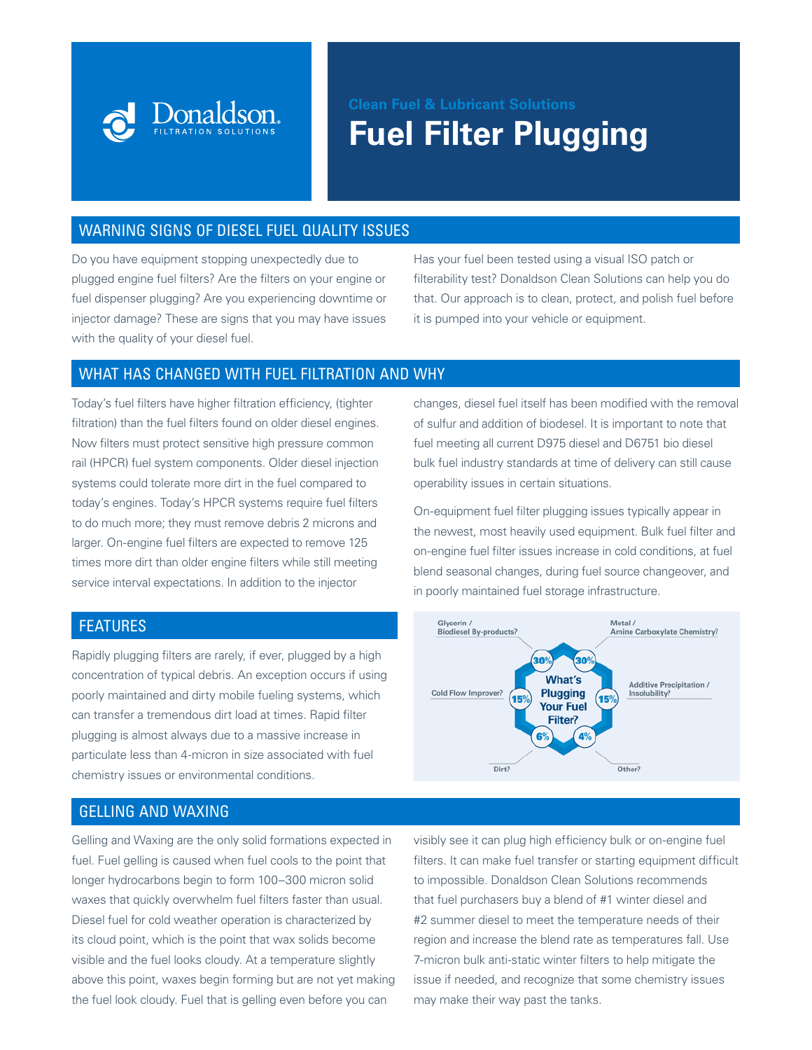Donaldson. FILTRATION SOLUTIONS

Clean Fuel & Lubricant Solutions

# Fuel Filter Plugging

## WARNING SIGNS OF DIESEL FUEL QUALITY ISSUES

Do you have equipment stopping unexpectedly due to plugged engine fuel filters? Are the filters on your engine or fuel dispenser plugging? Are you experiencing downtime or injector damage? These are signs that you may have issues with the quality of your diesel fuel.

Has your fuel been tested using a visual ISO patch or filterability test? Donaldson Clean Solutions can help you do that. Our approach is to clean, protect, and polish fuel before it is pumped into your vehicle or equipment.

## WHAT HAS CHANGED WITH FUEL FILTRATION AND WHY

Today's fuel filters have higher filtration efficiency, (tighter filtration) than the fuel filters found on older diesel engines. Now filters must protect sensitive high pressure common rail (HPCR) fuel system components. Older diesel injection systems could tolerate more dirt in the fuel compared to today's engines. Today's HPCR systems require fuel filters to do much more; they must remove debris 2 microns and larger. On-engine fuel filters are expected to remove 125 times more dirt than older engine filters while still meeting service interval expectations. In addition to the injector changes, diesel fuel itself has been modified with the removal of sulfur and addition of biodesel. It is important to note that fuel meeting all current D975 diesel and D6751 bio diesel bulk fuel industry standards at time of delivery can still cause operability issues in certain situations.

On-equipment fuel filter plugging issues typically appear in the newest, most heavily used equipment. Bulk fuel filter and on-engine fuel filter issues increase in cold conditions, at fuel blend seasonal changes, during fuel source changeover, and in poorly maintained fuel storage infrastructure.

## FEATURES

Rapidly plugging filters are rarely, if ever, plugged by a high concentration of typical debris. An exception occurs if using poorly maintained and dirty mobile fueling systems, which can transfer a tremendous dirt load at times. Rapid filter plugging is almost always due to a massive increase in particulate less than 4-micron in size associated with fuel chemistry issues or environmental conditions.

What's Plugging Your Fuel Filter?

- Glycerin / Biodiesel By-products? 30%
- Metal / Amine Carboxylate Chemistry? 30%
- Cold Flow Improver? 15%
- Additive Precipitation / Insolubility? 15%
- Dirt? 6%
- Other? 4%

## GELLING AND WAXING

Gelling and Waxing are the only solid formations expected in fuel. Fuel gelling is caused when fuel cools to the point that longer hydrocarbons begin to form 100–300 micron solid waxes that quickly overwhelm fuel filters faster than usual. Diesel fuel for cold weather operation is characterized by its cloud point, which is the point that wax solids become visible and the fuel looks cloudy. At a temperature slightly above this point, waxes begin forming but are not yet making the fuel look cloudy. Fuel that is gelling even before you can visibly see it can plug high efficiency bulk or on-engine fuel filters. It can make fuel transfer or starting equipment difficult to impossible. Donaldson Clean Solutions recommends that fuel purchasers buy a blend of #1 winter diesel and #2 summer diesel to meet the temperature needs of their region and increase the blend rate as temperatures fall. Use 7-micron bulk anti-static winter filters to help mitigate the issue if needed, and recognize that some chemistry issues may make their way past the tanks.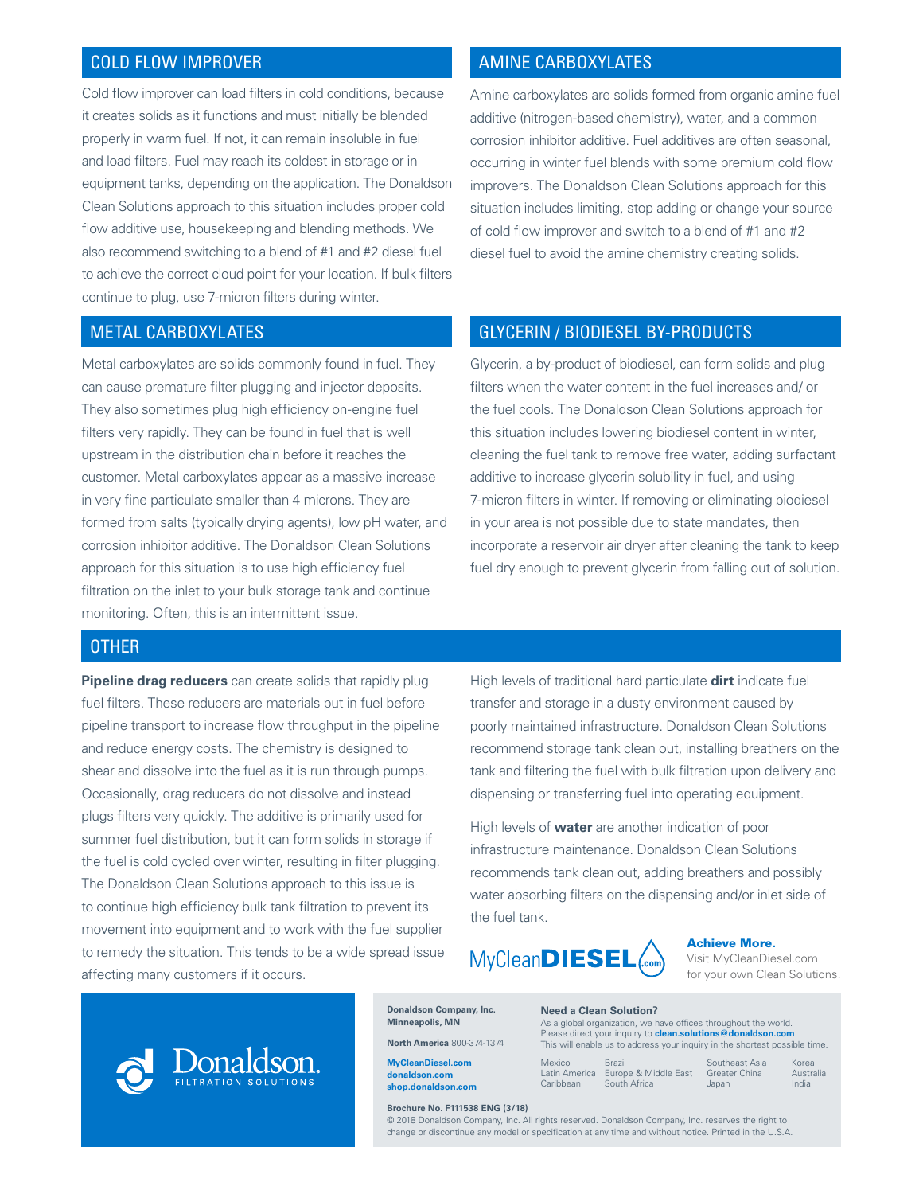## COLD FLOW IMPROVER

Cold flow improver can load filters in cold conditions, because it creates solids as it functions and must initially be blended properly in warm fuel. If not, it can remain insoluble in fuel and load filters. Fuel may reach its coldest in storage or in equipment tanks, depending on the application. The Donaldson Clean Solutions approach to this situation includes proper cold flow additive use, housekeeping and blending methods. We also recommend switching to a blend of #1 and #2 diesel fuel to achieve the correct cloud point for your location. If bulk filters continue to plug, use 7-micron filters during winter.

## AMINE CARBOXYLATES

Amine carboxylates are solids formed from organic amine fuel additive (nitrogen-based chemistry), water, and a common corrosion inhibitor additive. Fuel additives are often seasonal, occurring in winter fuel blends with some premium cold flow improvers. The Donaldson Clean Solutions approach for this situation includes limiting, stop adding or change your source of cold flow improver and switch to a blend of #1 and #2 diesel fuel to avoid the amine chemistry creating solids.

## METAL CARBOXYLATES

Metal carboxylates are solids commonly found in fuel. They can cause premature filter plugging and injector deposits. They also sometimes plug high efficiency on-engine fuel filters very rapidly. They can be found in fuel that is well upstream in the distribution chain before it reaches the customer. Metal carboxylates appear as a massive increase in very fine particulate smaller than 4 microns. They are formed from salts (typically drying agents), low pH water, and corrosion inhibitor additive. The Donaldson Clean Solutions approach for this situation is to use high efficiency fuel filtration on the inlet to your bulk storage tank and continue monitoring. Often, this is an intermittent issue.

## GLYCERIN / BIODIESEL BY-PRODUCTS

Glycerin, a by-product of biodiesel, can form solids and plug filters when the water content in the fuel increases and/ or the fuel cools. The Donaldson Clean Solutions approach for this situation includes lowering biodiesel content in winter, cleaning the fuel tank to remove free water, adding surfactant additive to increase glycerin solubility in fuel, and using 7-micron filters in winter. If removing or eliminating biodiesel in your area is not possible due to state mandates, then incorporate a reservoir air dryer after cleaning the tank to keep fuel dry enough to prevent glycerin from falling out of solution.

## OTHER

**Pipeline drag reducers** can create solids that rapidly plug fuel filters. These reducers are materials put in fuel before pipeline transport to increase flow throughput in the pipeline and reduce energy costs. The chemistry is designed to shear and dissolve into the fuel as it is run through pumps. Occasionally, drag reducers do not dissolve and instead plugs filters very quickly. The additive is primarily used for summer fuel distribution, but it can form solids in storage if the fuel is cold cycled over winter, resulting in filter plugging. The Donaldson Clean Solutions approach to this issue is to continue high efficiency bulk tank filtration to prevent its movement into equipment and to work with the fuel supplier to remedy the situation. This tends to be a wide spread issue affecting many customers if it occurs.

High levels of traditional hard particulate **dirt** indicate fuel transfer and storage in a dusty environment caused by poorly maintained infrastructure. Donaldson Clean Solutions recommend storage tank clean out, installing breathers on the tank and filtering the fuel with bulk filtration upon delivery and dispensing or transferring fuel into operating equipment.

High levels of **water** are another indication of poor infrastructure maintenance. Donaldson Clean Solutions recommends tank clean out, adding breathers and possibly water absorbing filters on the dispensing and/or inlet side of the fuel tank.

MyCleanDIESEL.com

**Achieve More.**
Visit MyCleanDiesel.com for your own Clean Solutions.

Donaldson. FILTRATION SOLUTIONS

**Donaldson Company, Inc.**
**Minneapolis, MN**

**North America** 800-374-1374

**MyCleanDiesel.com**
**donaldson.com**
**shop.donaldson.com**

**Need a Clean Solution?**
As a global organization, we have offices throughout the world.
Please direct your inquiry to **clean.solutions@donaldson.com**.
This will enable us to address your inquiry in the shortest possible time.

Mexico
Latin America
Caribbean

Brazil
Europe & Middle East
South Africa

Southeast Asia
Greater China
Japan

Korea
Australia
India

**Brochure No. F111538 ENG (3/18)**
© 2018 Donaldson Company, Inc. All rights reserved. Donaldson Company, Inc. reserves the right to change or discontinue any model or specification at any time and without notice. Printed in the U.S.A.